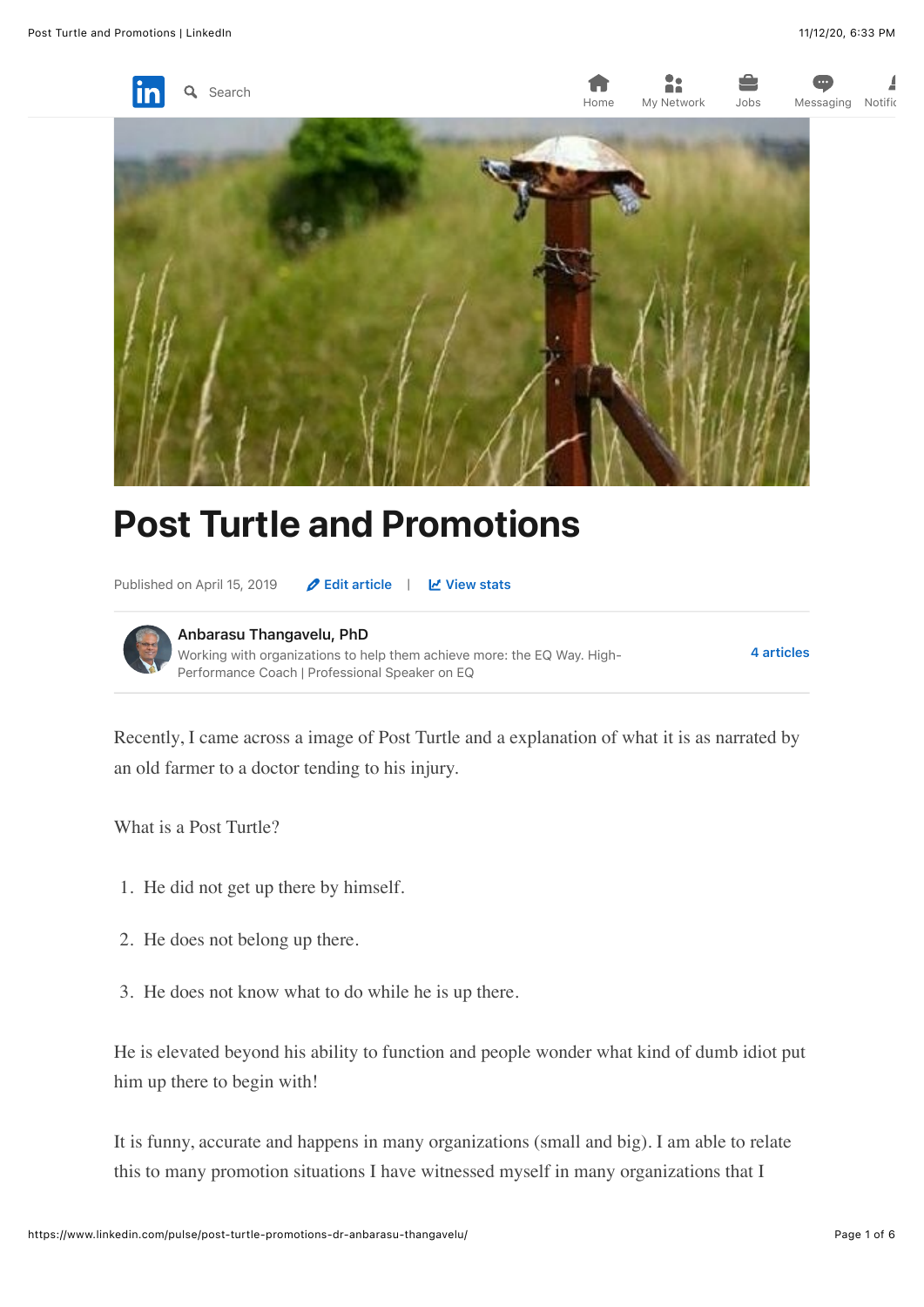# Post Turtle and Promotions

Published on April 15, 2019

**Anbarasu Thangavelu, PhD**
Working with organizations to help them achieve more: the EQ Way. High-Performance Coach | Professional Speaker on EQ

4 articles

Recently, I came across a image of Post Turtle and a explanation of what it is as narrated by an old farmer to a doctor tending to his injury.

What is a Post Turtle?

1. He did not get up there by himself.
2. He does not belong up there.
3. He does not know what to do while he is up there.

He is elevated beyond his ability to function and people wonder what kind of dumb idiot put him up there to begin with!

It is funny, accurate and happens in many organizations (small and big). I am able to relate this to many promotion situations I have witnessed myself in many organizations that I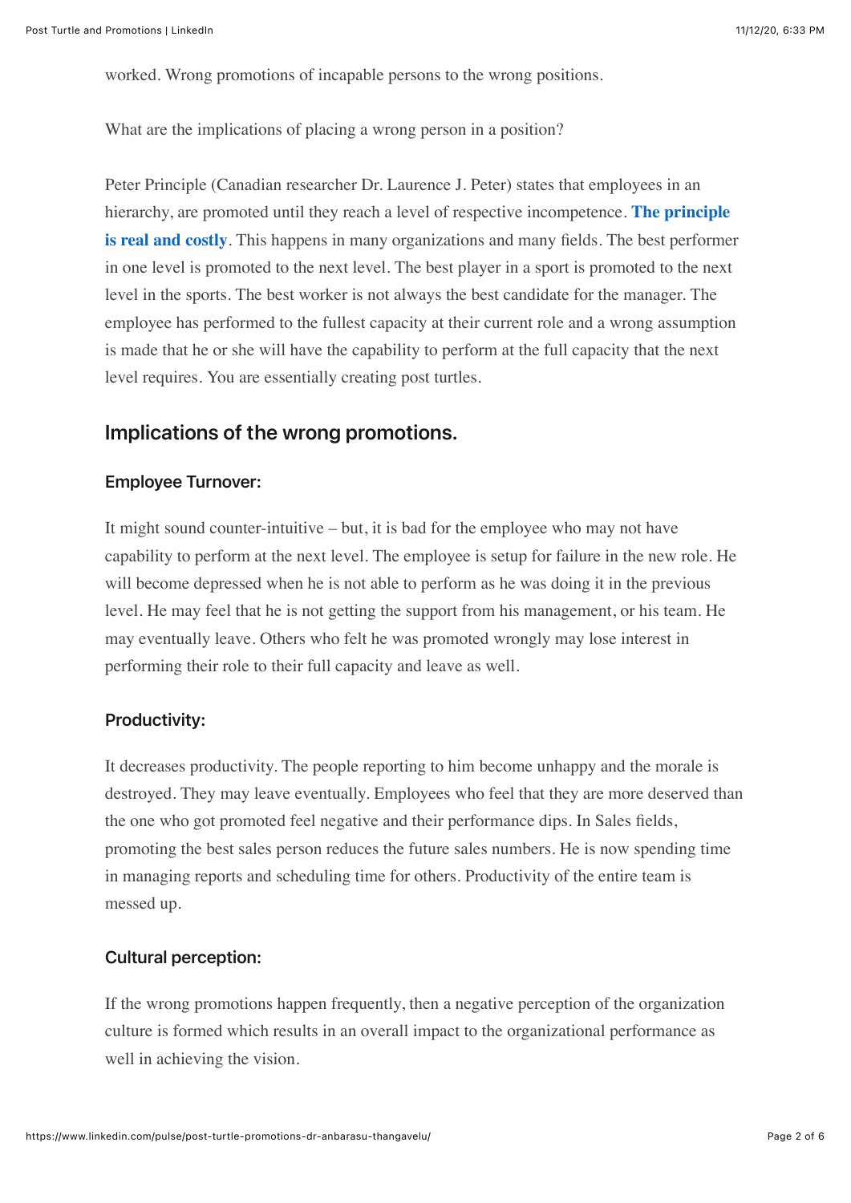worked. Wrong promotions of incapable persons to the wrong positions.

What are the implications of placing a wrong person in a position?

Peter Principle (Canadian researcher Dr. Laurence J. Peter) states that employees in an hierarchy, are promoted until they reach a level of respective incompetence. **The principle is real and costly**. This happens in many organizations and many fields. The best performer in one level is promoted to the next level. The best player in a sport is promoted to the next level in the sports. The best worker is not always the best candidate for the manager. The employee has performed to the fullest capacity at their current role and a wrong assumption is made that he or she will have the capability to perform at the full capacity that the next level requires. You are essentially creating post turtles.

## Implications of the wrong promotions.

### Employee Turnover:

It might sound counter-intuitive – but, it is bad for the employee who may not have capability to perform at the next level. The employee is setup for failure in the new role. He will become depressed when he is not able to perform as he was doing it in the previous level. He may feel that he is not getting the support from his management, or his team. He may eventually leave. Others who felt he was promoted wrongly may lose interest in performing their role to their full capacity and leave as well.

### Productivity:

It decreases productivity. The people reporting to him become unhappy and the morale is destroyed. They may leave eventually. Employees who feel that they are more deserved than the one who got promoted feel negative and their performance dips. In Sales fields, promoting the best sales person reduces the future sales numbers. He is now spending time in managing reports and scheduling time for others. Productivity of the entire team is messed up.

### Cultural perception:

If the wrong promotions happen frequently, then a negative perception of the organization culture is formed which results in an overall impact to the organizational performance as well in achieving the vision.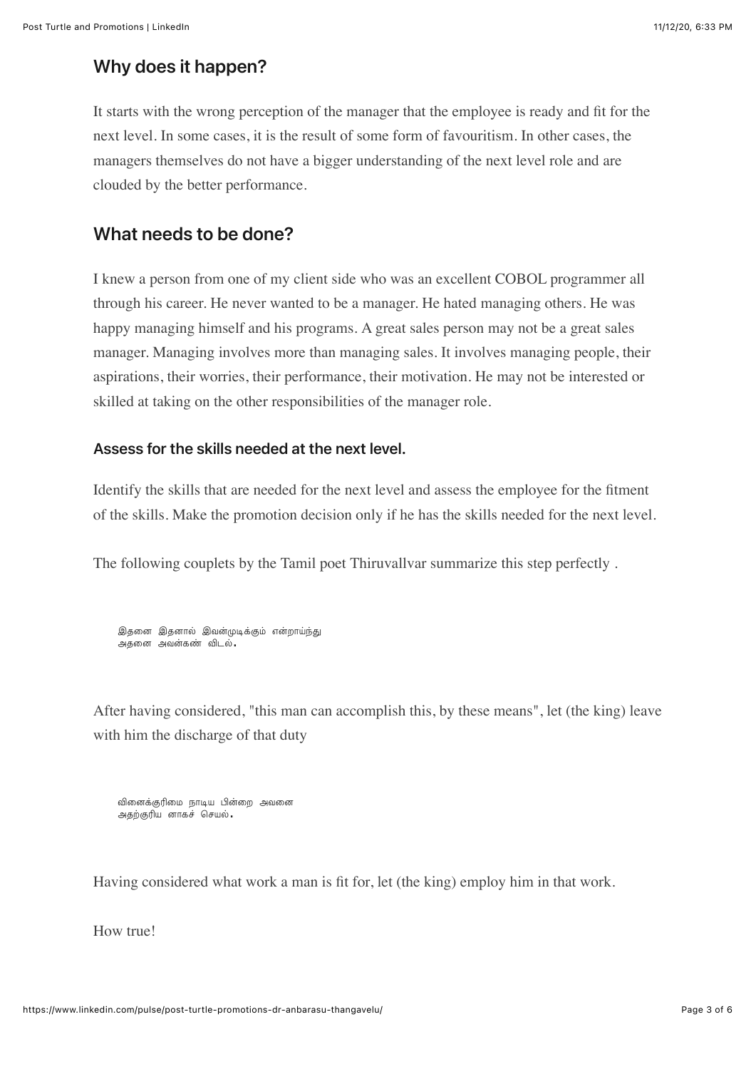## Why does it happen?

It starts with the wrong perception of the manager that the employee is ready and fit for the next level. In some cases, it is the result of some form of favouritism. In other cases, the managers themselves do not have a bigger understanding of the next level role and are clouded by the better performance.

## What needs to be done?

I knew a person from one of my client side who was an excellent COBOL programmer all through his career. He never wanted to be a manager. He hated managing others. He was happy managing himself and his programs. A great sales person may not be a great sales manager. Managing involves more than managing sales. It involves managing people, their aspirations, their worries, their performance, their motivation. He may not be interested or skilled at taking on the other responsibilities of the manager role.

### Assess for the skills needed at the next level.

Identify the skills that are needed for the next level and assess the employee for the fitment of the skills. Make the promotion decision only if he has the skills needed for the next level.

The following couplets by the Tamil poet Thiruvallvar summarize this step perfectly .

```
இதனை இதனால் இவன்முடிக்கும் என்றாய்ந்து
அதனை அவன்கண் விடல்.
```

After having considered, "this man can accomplish this, by these means", let (the king) leave with him the discharge of that duty

```
வினைக்குரிமை நாடிய பின்றை அவனை
அதற்குரிய னாகச் செயல்.
```

Having considered what work a man is fit for, let (the king) employ him in that work.

How true!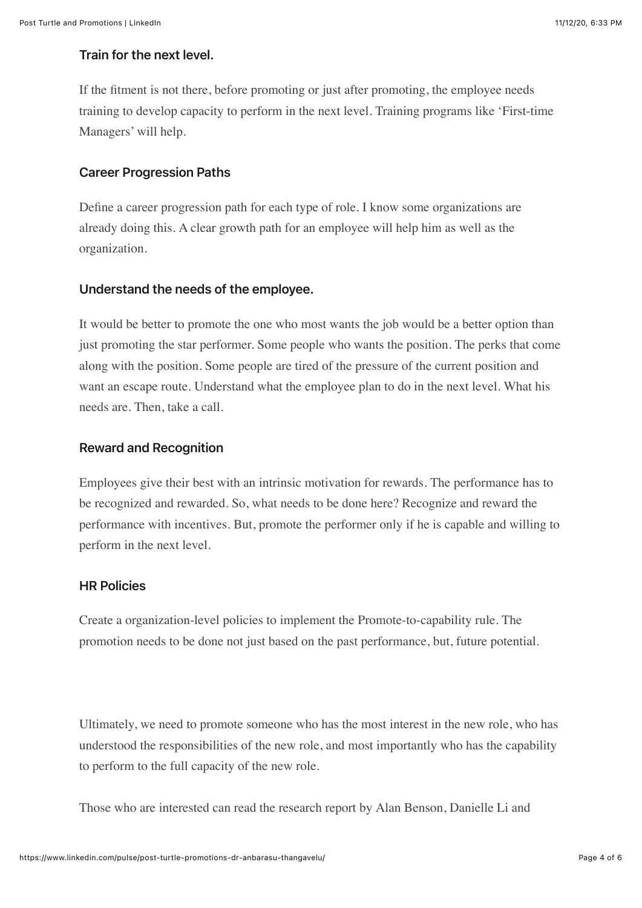### Train for the next level.

If the fitment is not there, before promoting or just after promoting, the employee needs training to develop capacity to perform in the next level. Training programs like 'First-time Managers' will help.

### Career Progression Paths

Define a career progression path for each type of role. I know some organizations are already doing this. A clear growth path for an employee will help him as well as the organization.

### Understand the needs of the employee.

It would be better to promote the one who most wants the job would be a better option than just promoting the star performer. Some people who wants the position. The perks that come along with the position. Some people are tired of the pressure of the current position and want an escape route. Understand what the employee plan to do in the next level. What his needs are. Then, take a call.

### Reward and Recognition

Employees give their best with an intrinsic motivation for rewards. The performance has to be recognized and rewarded. So, what needs to be done here? Recognize and reward the performance with incentives. But, promote the performer only if he is capable and willing to perform in the next level.

### HR Policies

Create a organization-level policies to implement the Promote-to-capability rule. The promotion needs to be done not just based on the past performance, but, future potential.

Ultimately, we need to promote someone who has the most interest in the new role, who has understood the responsibilities of the new role, and most importantly who has the capability to perform to the full capacity of the new role.

Those who are interested can read the research report by Alan Benson, Danielle Li and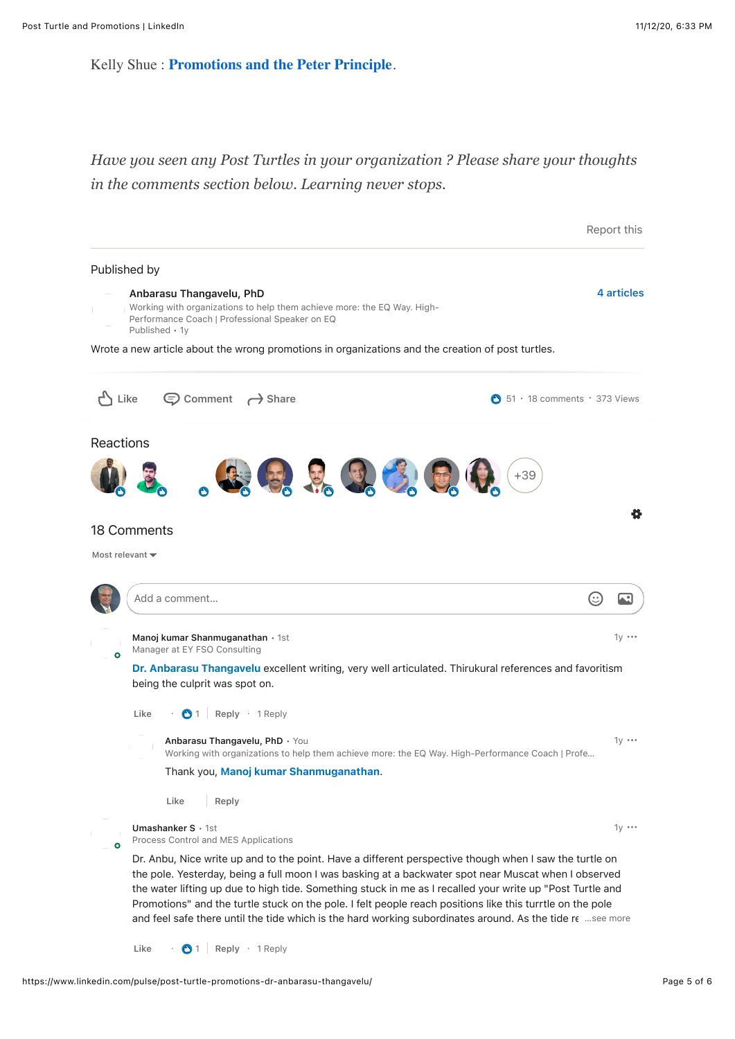Kelly Shue : **Promotions and the Peter Principle**.

*Have you seen any Post Turtles in your organization ? Please share your thoughts in the comments section below. Learning never stops.*

Report this

Published by

**Anbarasu Thangavelu, PhD**
Working with organizations to help them achieve more: the EQ Way. High-Performance Coach | Professional Speaker on EQ
Published • 1y

4 articles

Wrote a new article about the wrong promotions in organizations and the creation of post turtles.

Like Comment Share

51 · 18 comments · 373 Views

## Reactions

+39

## 18 Comments

Most relevant

Add a comment…

**Manoj kumar Shanmuganathan** • 1st
Manager at EY FSO Consulting
1y

**Dr. Anbarasu Thangavelu** excellent writing, very well articulated. Thirukural references and favoritism being the culprit was spot on.

Like · 1 | Reply · 1 Reply

> **Anbarasu Thangavelu, PhD** • You
> Working with organizations to help them achieve more: the EQ Way. High-Performance Coach | Profe…
> 1y
>
> Thank you, **Manoj kumar Shanmuganathan**.
>
> Like | Reply

**Umashanker S** • 1st
Process Control and MES Applications
1y

Dr. Anbu, Nice write up and to the point. Have a different perspective though when I saw the turtle on the pole. Yesterday, being a full moon I was basking at a backwater spot near Muscat when I observed the water lifting up due to high tide. Something stuck in me as I recalled your write up "Post Turtle and Promotions" and the turtle stuck on the pole. I felt people reach positions like this turrtle on the pole and feel safe there until the tide which is the hard working subordinates around. As the tide re …see more

Like · 1 | Reply · 1 Reply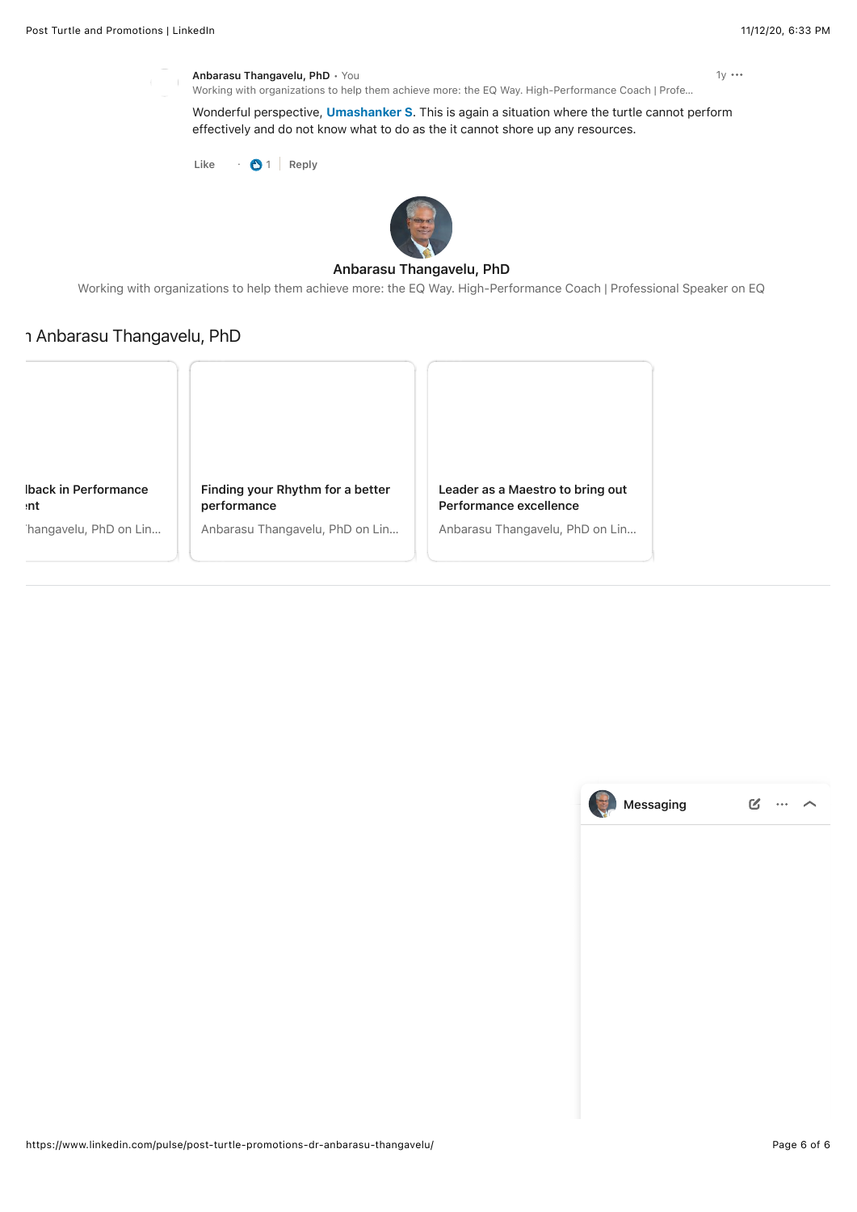Anarasu Thangavelu, PhD · You
Working with organizations to help them achieve more: the EQ Way. High-Performance Coach | Profe...

1y ···

Wonderful perspective, **Umashanker S**. This is again a situation where the turtle cannot perform effectively and do not know what to do as the it cannot shore up any resources.

Like · 1 | Reply

**Anbarasu Thangavelu, PhD**

Working with organizations to help them achieve more: the EQ Way. High-Performance Coach | Professional Speaker on EQ

## ı Anbarasu Thangavelu, PhD

**ıback in Performance ınt**
'hangavelu, PhD on Lin...

**Finding your Rhythm for a better performance**
Anbarasu Thangavelu, PhD on Lin...

**Leader as a Maestro to bring out Performance excellence**
Anbarasu Thangavelu, PhD on Lin...

Messaging